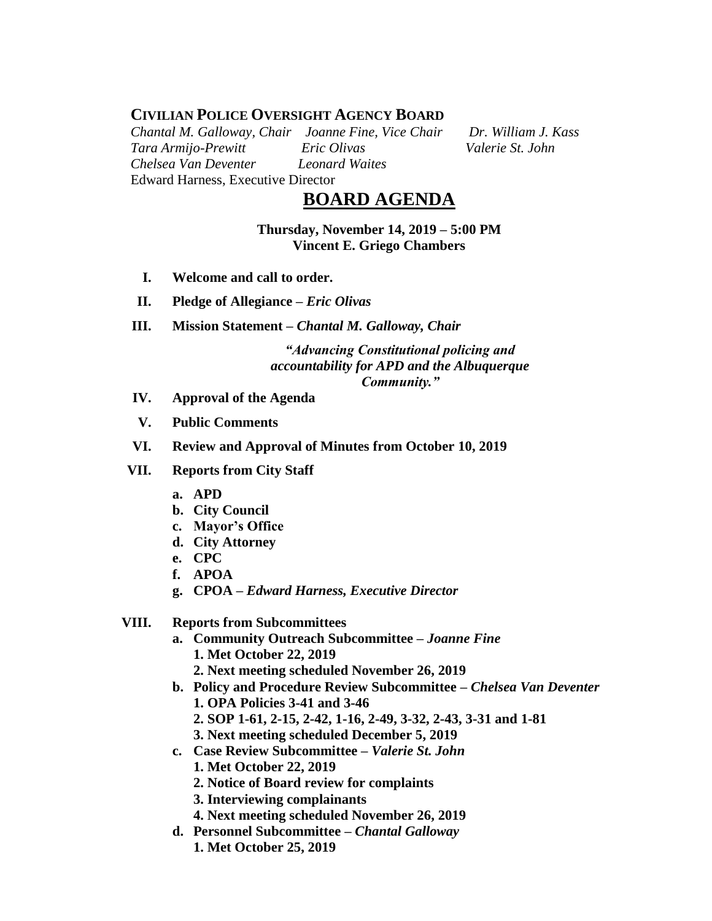## CIVILIAN POLICE OVERSIGHT AGENCY BOARD

*Chantal M. Galloway, Chair* *Joanne Fine, Vice Chair* *Dr. William J. Kass*
*Tara Armijo-Prewitt* *Eric Olivas* *Valerie St. John*
*Chelsea Van Deventer* *Leonard Waites*
Edward Harness, Executive Director

# BOARD AGENDA

**Thursday, November 14, 2019 – 5:00 PM**
**Vincent E. Griego Chambers**

I. **Welcome and call to order.**

II. **Pledge of Allegiance –** ***Eric Olivas***

III. **Mission Statement –** ***Chantal M. Galloway, Chair***

***"Advancing Constitutional policing and accountability for APD and the Albuquerque Community."***

IV. **Approval of the Agenda**

V. **Public Comments**

VI. **Review and Approval of Minutes from October 10, 2019**

VII. **Reports from City Staff**
   a. **APD**
   b. **City Council**
   c. **Mayor's Office**
   d. **City Attorney**
   e. **CPC**
   f. **APOA**
   g. **CPOA –** ***Edward Harness, Executive Director***

VIII. **Reports from Subcommittees**
   a. **Community Outreach Subcommittee –** ***Joanne Fine***
      1. **Met October 22, 2019**
      2. **Next meeting scheduled November 26, 2019**
   b. **Policy and Procedure Review Subcommittee –** ***Chelsea Van Deventer***
      1. **OPA Policies 3-41 and 3-46**
      2. **SOP 1-61, 2-15, 2-42, 1-16, 2-49, 3-32, 2-43, 3-31 and 1-81**
      3. **Next meeting scheduled December 5, 2019**
   c. **Case Review Subcommittee –** ***Valerie St. John***
      1. **Met October 22, 2019**
      2. **Notice of Board review for complaints**
      3. **Interviewing complainants**
      4. **Next meeting scheduled November 26, 2019**
   d. **Personnel Subcommittee –** ***Chantal Galloway***
      1. **Met October 25, 2019**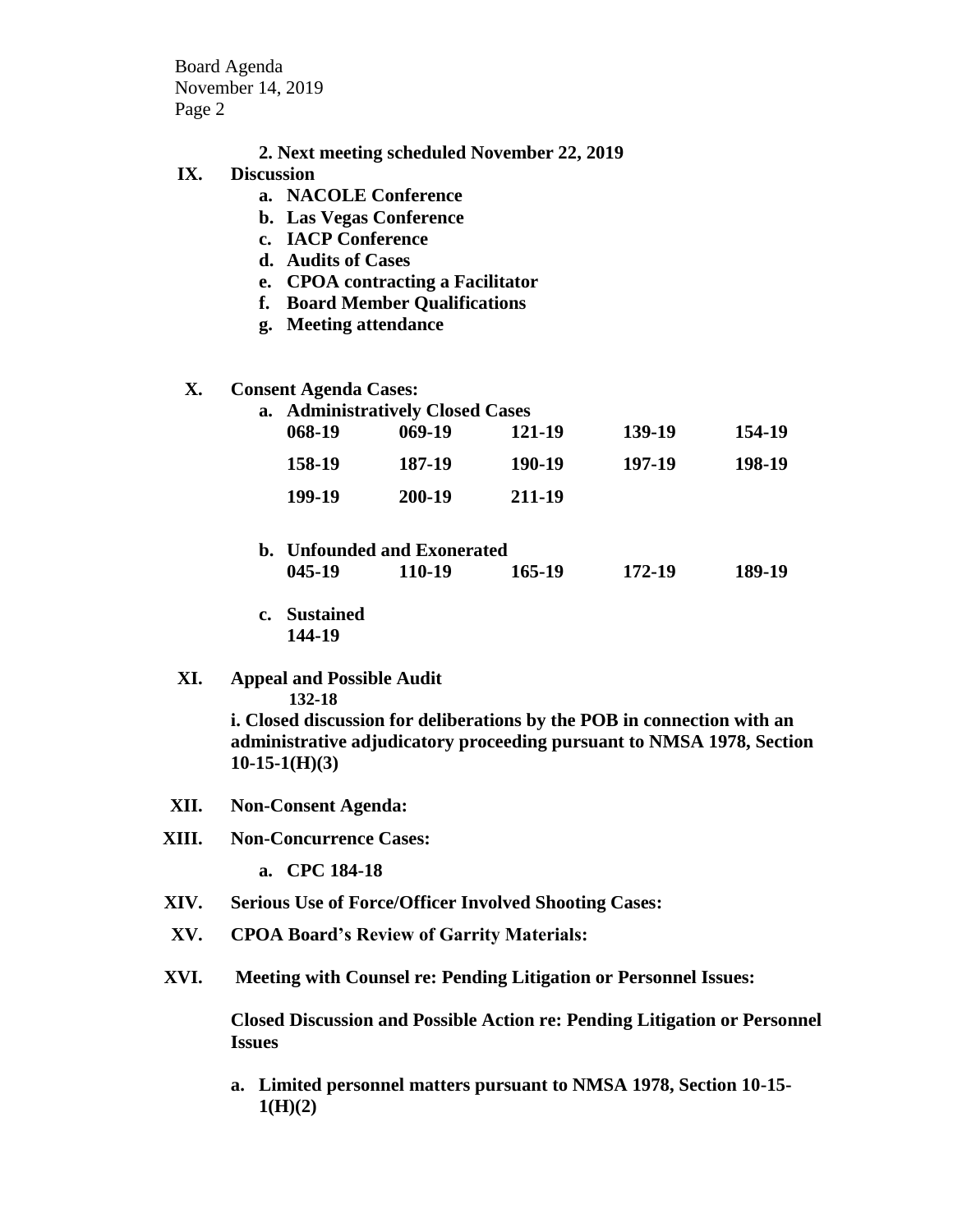**2. Next meeting scheduled November 22, 2019**

**IX. Discussion**

- **a. NACOLE Conference**
- **b. Las Vegas Conference**
- **c. IACP Conference**
- **d. Audits of Cases**
- **e. CPOA contracting a Facilitator**
- **f. Board Member Qualifications**
- **g. Meeting attendance**

**X. Consent Agenda Cases:**

**a. Administratively Closed Cases**

| | | | | |
|---|---|---|---|---|
| **068-19** | **069-19** | **121-19** | **139-19** | **154-19** |
| **158-19** | **187-19** | **190-19** | **197-19** | **198-19** |
| **199-19** | **200-19** | **211-19** | | |

**b. Unfounded and Exonerated**

| | | | | |
|---|---|---|---|---|
| **045-19** | **110-19** | **165-19** | **172-19** | **189-19** |

**c. Sustained**
**144-19**

**XI. Appeal and Possible Audit**
**132-18**

**i. Closed discussion for deliberations by the POB in connection with an administrative adjudicatory proceeding pursuant to NMSA 1978, Section 10-15-1(H)(3)**

**XII. Non-Consent Agenda:**

**XIII. Non-Concurrence Cases:**

- **a. CPC 184-18**

**XIV. Serious Use of Force/Officer Involved Shooting Cases:**

**XV. CPOA Board's Review of Garrity Materials:**

**XVI. Meeting with Counsel re: Pending Litigation or Personnel Issues:**

**Closed Discussion and Possible Action re: Pending Litigation or Personnel Issues**

- **a. Limited personnel matters pursuant to NMSA 1978, Section 10-15-1(H)(2)**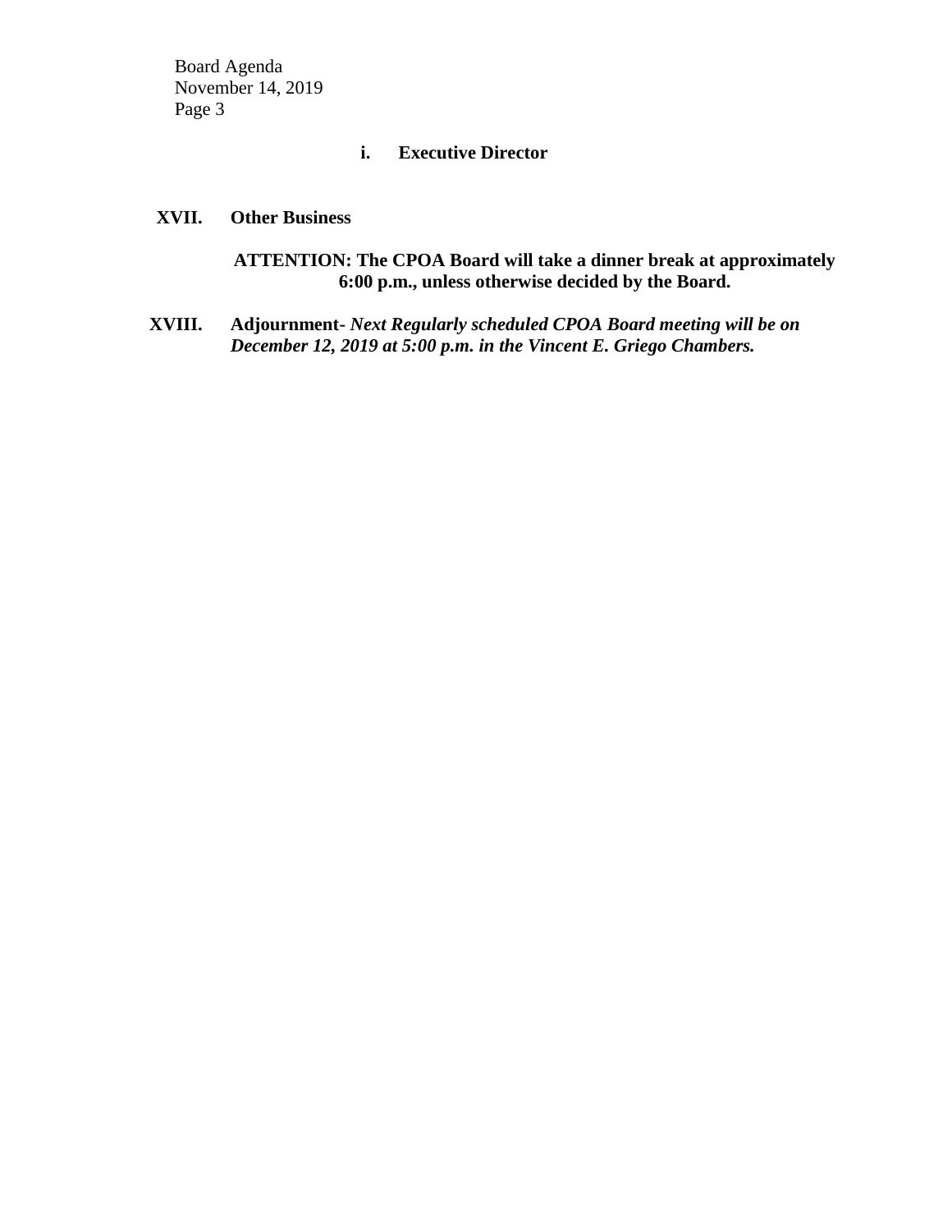i. **Executive Director**

**XVII. Other Business**

**ATTENTION: The CPOA Board will take a dinner break at approximately 6:00 p.m., unless otherwise decided by the Board.**

**XVIII. Adjournment**- ***Next Regularly scheduled CPOA Board meeting will be on December 12, 2019 at 5:00 p.m. in the Vincent E. Griego Chambers.***